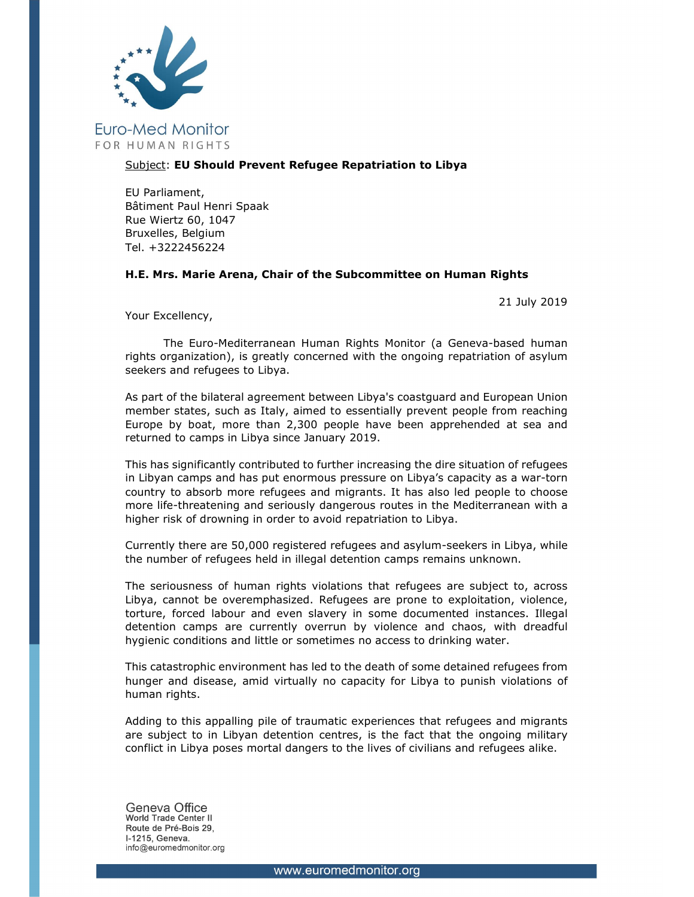Euro-Med Monitor
FOR HUMAN RIGHTS

Subject: **EU Should Prevent Refugee Repatriation to Libya**

EU Parliament,
Bâtiment Paul Henri Spaak
Rue Wiertz 60, 1047
Bruxelles, Belgium
Tel. +3222456224

**H.E. Mrs. Marie Arena, Chair of the Subcommittee on Human Rights**

21 July 2019

Your Excellency,

The Euro-Mediterranean Human Rights Monitor (a Geneva-based human rights organization), is greatly concerned with the ongoing repatriation of asylum seekers and refugees to Libya.

As part of the bilateral agreement between Libya's coastguard and European Union member states, such as Italy, aimed to essentially prevent people from reaching Europe by boat, more than 2,300 people have been apprehended at sea and returned to camps in Libya since January 2019.

This has significantly contributed to further increasing the dire situation of refugees in Libyan camps and has put enormous pressure on Libya's capacity as a war-torn country to absorb more refugees and migrants. It has also led people to choose more life-threatening and seriously dangerous routes in the Mediterranean with a higher risk of drowning in order to avoid repatriation to Libya.

Currently there are 50,000 registered refugees and asylum-seekers in Libya, while the number of refugees held in illegal detention camps remains unknown.

The seriousness of human rights violations that refugees are subject to, across Libya, cannot be overemphasized. Refugees are prone to exploitation, violence, torture, forced labour and even slavery in some documented instances. Illegal detention camps are currently overrun by violence and chaos, with dreadful hygienic conditions and little or sometimes no access to drinking water.

This catastrophic environment has led to the death of some detained refugees from hunger and disease, amid virtually no capacity for Libya to punish violations of human rights.

Adding to this appalling pile of traumatic experiences that refugees and migrants are subject to in Libyan detention centres, is the fact that the ongoing military conflict in Libya poses mortal dangers to the lives of civilians and refugees alike.

Geneva Office
World Trade Center II
Route de Pré-Bois 29,
I-1215, Geneva.
info@euromedmonitor.org

www.euromedmonitor.org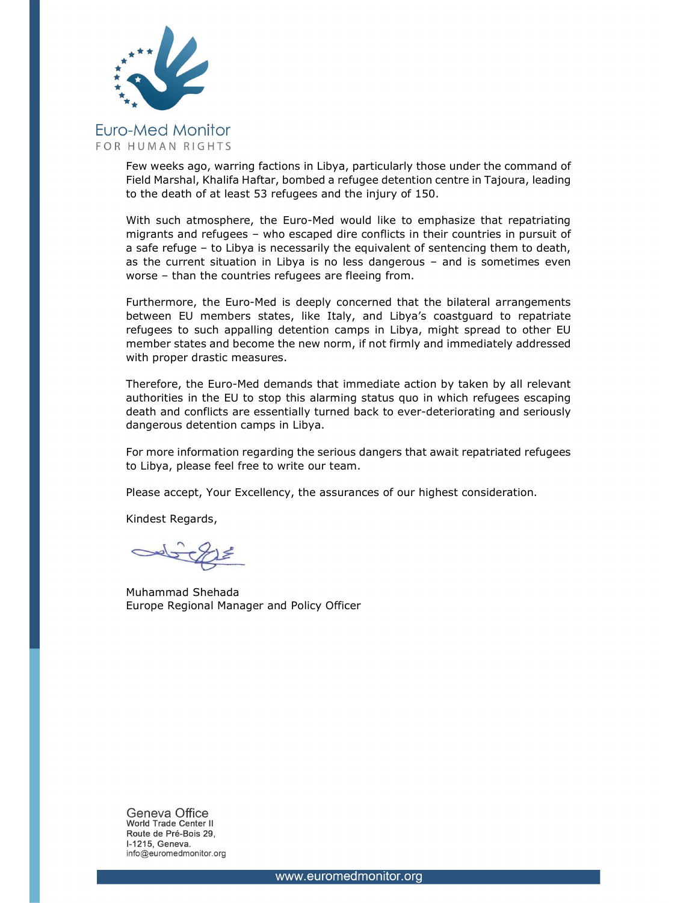Euro-Med Monitor
FOR HUMAN RIGHTS

Few weeks ago, warring factions in Libya, particularly those under the command of Field Marshal, Khalifa Haftar, bombed a refugee detention centre in Tajoura, leading to the death of at least 53 refugees and the injury of 150.

With such atmosphere, the Euro-Med would like to emphasize that repatriating migrants and refugees – who escaped dire conflicts in their countries in pursuit of a safe refuge – to Libya is necessarily the equivalent of sentencing them to death, as the current situation in Libya is no less dangerous – and is sometimes even worse – than the countries refugees are fleeing from.

Furthermore, the Euro-Med is deeply concerned that the bilateral arrangements between EU members states, like Italy, and Libya's coastguard to repatriate refugees to such appalling detention camps in Libya, might spread to other EU member states and become the new norm, if not firmly and immediately addressed with proper drastic measures.

Therefore, the Euro-Med demands that immediate action by taken by all relevant authorities in the EU to stop this alarming status quo in which refugees escaping death and conflicts are essentially turned back to ever-deteriorating and seriously dangerous detention camps in Libya.

For more information regarding the serious dangers that await repatriated refugees to Libya, please feel free to write our team.

Please accept, Your Excellency, the assurances of our highest consideration.

Kindest Regards,

Muhammad Shehada
Europe Regional Manager and Policy Officer

Geneva Office
World Trade Center II
Route de Pré-Bois 29,
I-1215, Geneva.
info@euromedmonitor.org

www.euromedmonitor.org